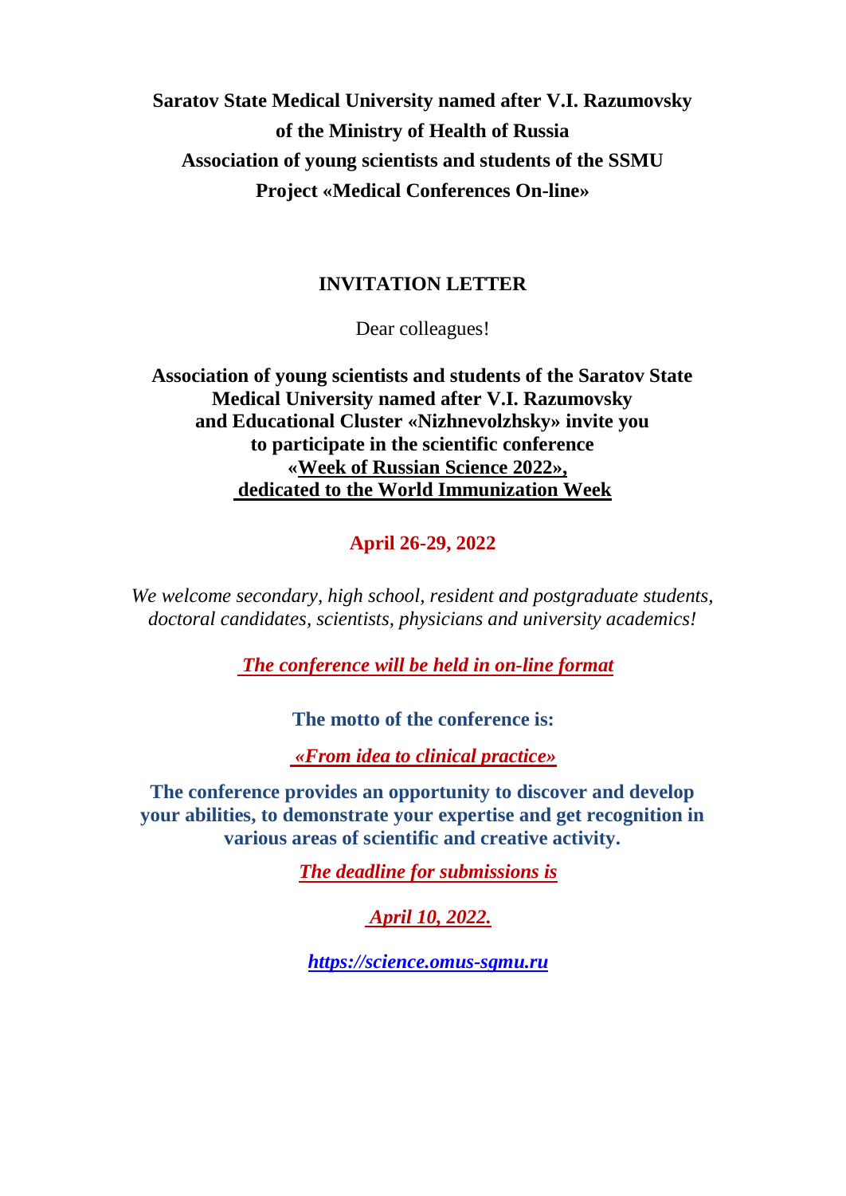**Saratov State Medical University named after V.I. Razumovsky**
**of the Ministry of Health of Russia**
**Association of young scientists and students of the SSMU**
**Project «Medical Conferences On-line»**

# INVITATION LETTER

Dear colleagues!

**Association of young scientists and students of the Saratov State Medical University named after V.I. Razumovsky and Educational Cluster «Nizhnevolzhsky» invite you to participate in the scientific conference «Week of Russian Science 2022», dedicated to the World Immunization Week**

**April 26-29, 2022**

*We welcome secondary, high school, resident and postgraduate students, doctoral candidates, scientists, physicians and university academics!*

***The conference will be held in on-line format***

**The motto of the conference is:**

***«From idea to clinical practice»***

**The conference provides an opportunity to discover and develop your abilities, to demonstrate your expertise and get recognition in various areas of scientific and creative activity.**

***The deadline for submissions is***

***April 10, 2022.***

***https://science.omus-sgmu.ru***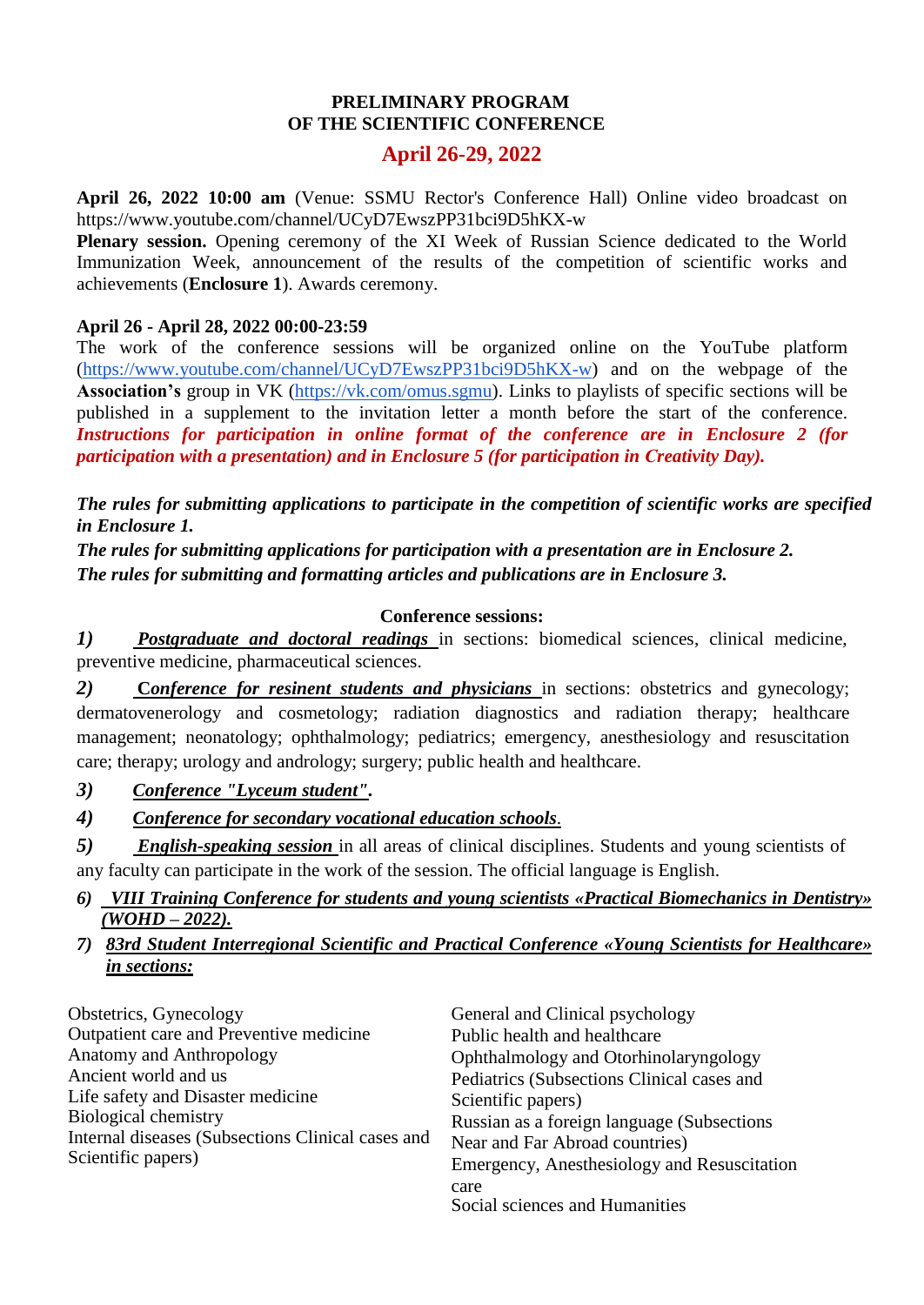**PRELIMINARY PROGRAM**
**OF THE SCIENTIFIC CONFERENCE**

## April 26-29, 2022

**April 26, 2022 10:00 am** (Venue: SSMU Rector's Conference Hall) Online video broadcast on https://www.youtube.com/channel/UCyD7EwszPP31bci9D5hKX-w

**Plenary session.** Opening ceremony of the XI Week of Russian Science dedicated to the World Immunization Week, announcement of the results of the competition of scientific works and achievements (**Enclosure 1**). Awards ceremony.

**April 26 - April 28, 2022 00:00-23:59**

The work of the conference sessions will be organized online on the YouTube platform (https://www.youtube.com/channel/UCyD7EwszPP31bci9D5hKX-w) and on the webpage of the **Association's** group in VK (https://vk.com/omus.sgmu). Links to playlists of specific sections will be published in a supplement to the invitation letter a month before the start of the conference. ***Instructions for participation in online format of the conference are in Enclosure 2 (for participation with a presentation) and in Enclosure 5 (for participation in Creativity Day).***

***The rules for submitting applications to participate in the competition of scientific works are specified in Enclosure 1.***

***The rules for submitting applications for participation with a presentation are in Enclosure 2.***

***The rules for submitting and formatting articles and publications are in Enclosure 3.***

**Conference sessions:**

1) ***Postgraduate and doctoral readings*** in sections: biomedical sciences, clinical medicine, preventive medicine, pharmaceutical sciences.

2) **Conference for resinent students and physicians** in sections: obstetrics and gynecology; dermatovenerology and cosmetology; radiation diagnostics and radiation therapy; healthcare management; neonatology; ophthalmology; pediatrics; emergency, anesthesiology and resuscitation care; therapy; urology and andrology; surgery; public health and healthcare.

3) ***Conference "Lyceum student".***

4) ***Conference for secondary vocational education schools.***

5) ***English-speaking session*** in all areas of clinical disciplines. Students and young scientists of any faculty can participate in the work of the session. The official language is English.

6) ***VIII Training Conference for students and young scientists «Practical Biomechanics in Dentistry» (WOHD – 2022).***

7) ***83rd Student Interregional Scientific and Practical Conference «Young Scientists for Healthcare» in sections:***

Obstetrics, Gynecology
Outpatient care and Preventive medicine
Anatomy and Anthropology
Ancient world and us
Life safety and Disaster medicine
Biological chemistry
Internal diseases (Subsections Clinical cases and Scientific papers)
General and Clinical psychology
Public health and healthcare
Ophthalmology and Otorhinolaryngology
Pediatrics (Subsections Clinical cases and Scientific papers)
Russian as a foreign language (Subsections Near and Far Abroad countries)
Emergency, Anesthesiology and Resuscitation care
Social sciences and Humanities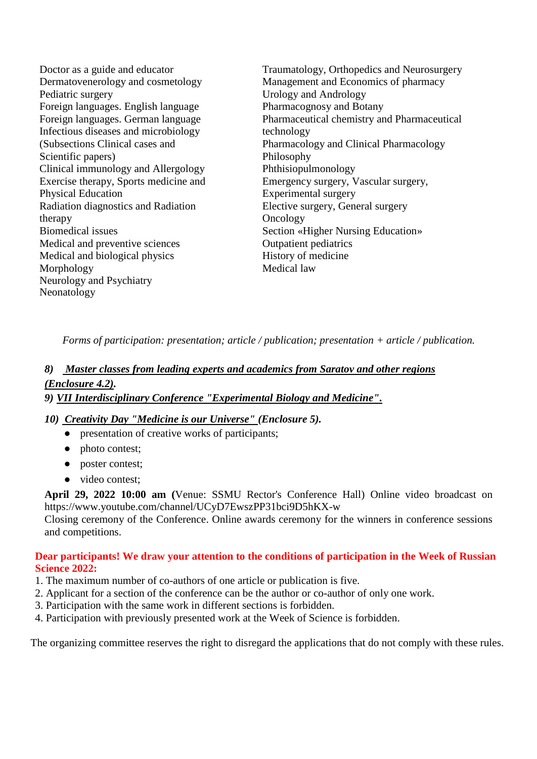Doctor as a guide and educator
Dermatovenerology and cosmetology
Pediatric surgery
Foreign languages. English language
Foreign languages. German language
Infectious diseases and microbiology (Subsections Clinical cases and Scientific papers)
Clinical immunology and Allergology
Exercise therapy, Sports medicine and Physical Education
Radiation diagnostics and Radiation therapy
Biomedical issues
Medical and preventive sciences
Medical and biological physics
Morphology
Neurology and Psychiatry
Neonatology
Traumatology, Orthopedics and Neurosurgery
Management and Economics of pharmacy
Urology and Andrology
Pharmacognosy and Botany
Pharmaceutical chemistry and Pharmaceutical technology
Pharmacology and Clinical Pharmacology
Philosophy
Phthisiopulmonology
Emergency surgery, Vascular surgery, Experimental surgery
Elective surgery, General surgery
Oncology
Section «Higher Nursing Education»
Outpatient pediatrics
History of medicine
Medical law

*Forms of participation: presentation; article / publication; presentation + article / publication.*

***8) Master classes from leading experts and academics from Saratov and other regions (Enclosure 4.2).***

***9) VII Interdisciplinary Conference "Experimental Biology and Medicine".***

***10) Creativity Day "Medicine is our Universe" (Enclosure 5).***

- presentation of creative works of participants;
- photo contest;
- poster contest;
- video contest;

**April 29, 2022 10:00 am (**Venue: SSMU Rector's Conference Hall) Online video broadcast on https://www.youtube.com/channel/UCyD7EwszPP31bci9D5hKX-w
Closing ceremony of the Conference. Online awards ceremony for the winners in conference sessions and competitions.

**Dear participants! We draw your attention to the conditions of participation in the Week of Russian Science 2022:**

1. The maximum number of co-authors of one article or publication is five.
2. Applicant for a section of the conference can be the author or co-author of only one work.
3. Participation with the same work in different sections is forbidden.
4. Participation with previously presented work at the Week of Science is forbidden.

The organizing committee reserves the right to disregard the applications that do not comply with these rules.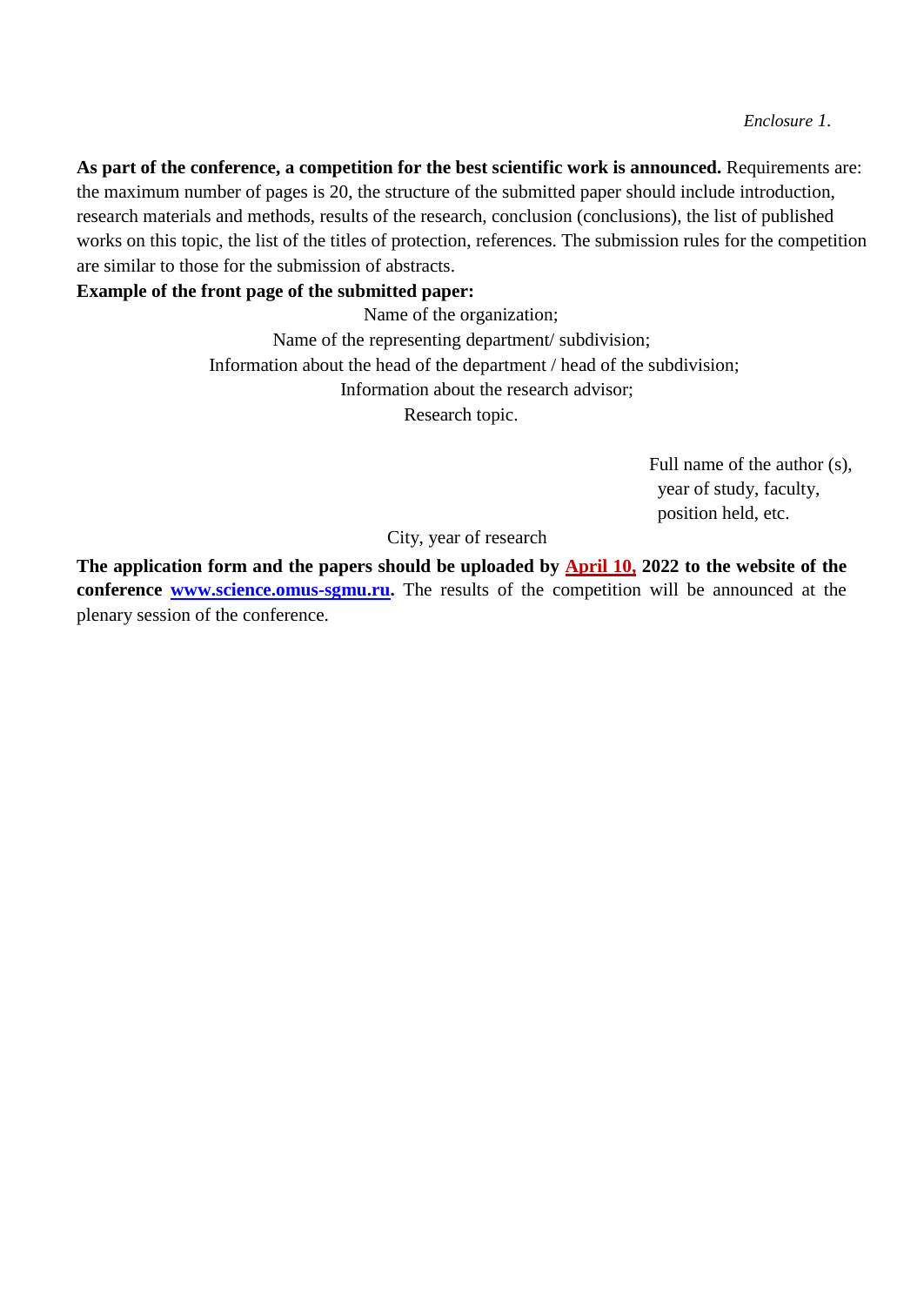*Enclosure 1.*

**As part of the conference, a competition for the best scientific work is announced.** Requirements are: the maximum number of pages is 20, the structure of the submitted paper should include introduction, research materials and methods, results of the research, conclusion (conclusions), the list of published works on this topic, the list of the titles of protection, references. The submission rules for the competition are similar to those for the submission of abstracts.

**Example of the front page of the submitted paper:**

Name of the organization;
Name of the representing department/ subdivision;
Information about the head of the department / head of the subdivision;
Information about the research advisor;
Research topic.

Full name of the author (s),
year of study, faculty,
position held, etc.

City, year of research

**The application form and the papers should be uploaded by April 10, 2022 to the website of the conference www.science.omus-sgmu.ru.** The results of the competition will be announced at the plenary session of the conference.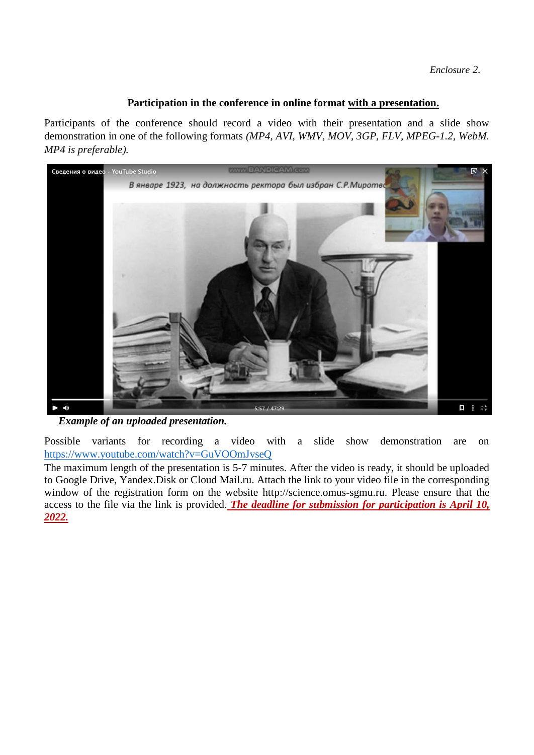*Enclosure 2.*

**Participation in the conference in online format with a presentation.**

Participants of the conference should record a video with their presentation and a slide show demonstration in one of the following formats *(MP4, AVI, WMV, MOV, 3GP, FLV, MPEG-1.2, WebM. MP4 is preferable).*

***Example of an uploaded presentation.***

Possible variants for recording a video with a slide show demonstration are on https://www.youtube.com/watch?v=GuVOOmJvseQ

The maximum length of the presentation is 5-7 minutes. After the video is ready, it should be uploaded to Google Drive, Yandex.Disk or Cloud Mail.ru. Attach the link to your video file in the corresponding window of the registration form on the website http://science.omus-sgmu.ru. Please ensure that the access to the file via the link is provided. ***The deadline for submission for participation is April 10, 2022.***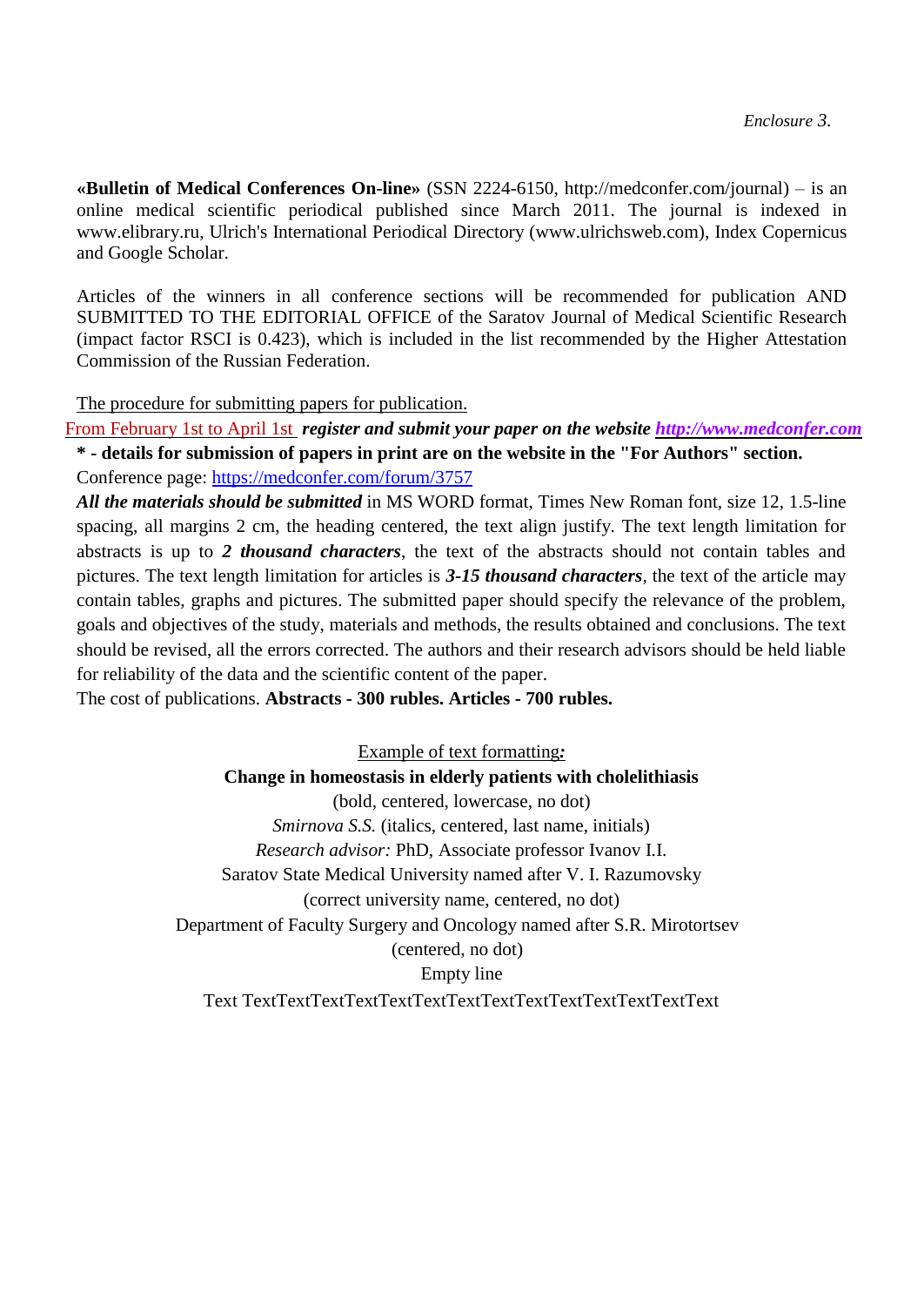*Enclosure 3.*

**«Bulletin of Medical Conferences On-line»** (SSN 2224-6150, http://medconfer.com/journal) – is an online medical scientific periodical published since March 2011. The journal is indexed in www.elibrary.ru, Ulrich's International Periodical Directory (www.ulrichsweb.com), Index Copernicus and Google Scholar.

Articles of the winners in all conference sections will be recommended for publication AND SUBMITTED TO THE EDITORIAL OFFICE of the Saratov Journal of Medical Scientific Research (impact factor RSCI is 0.423), which is included in the list recommended by the Higher Attestation Commission of the Russian Federation.

The procedure for submitting papers for publication.

From February 1st to April 1st ***register and submit your paper on the website [http://www.medconfer.com](http://www.medconfer.com)***

**\* - details for submission of papers in print are on the website in the "For Authors" section.**

Conference page: [https://medconfer.com/forum/3757](https://medconfer.com/forum/3757)

***All the materials should be submitted*** in MS WORD format, Times New Roman font, size 12, 1.5-line spacing, all margins 2 cm, the heading centered, the text align justify. The text length limitation for abstracts is up to ***2 thousand characters***, the text of the abstracts should not contain tables and pictures. The text length limitation for articles is ***3-15 thousand characters***, the text of the article may contain tables, graphs and pictures. The submitted paper should specify the relevance of the problem, goals and objectives of the study, materials and methods, the results obtained and conclusions. The text should be revised, all the errors corrected. The authors and their research advisors should be held liable for reliability of the data and the scientific content of the paper.

The cost of publications. **Abstracts - 300 rubles. Articles - 700 rubles.**

Example of text formatting***:***

**Change in homeostasis in elderly patients with cholelithiasis**

(bold, centered, lowercase, no dot)

*Smirnova S.S.* (italics, centered, last name, initials)

*Research advisor:* PhD, Associate professor Ivanov I.I.

Saratov State Medical University named after V. I. Razumovsky

(correct university name, centered, no dot)

Department of Faculty Surgery and Oncology named after S.R. Mirotortsev

(centered, no dot)

Empty line

Text TextTextTextTextTextTextTextTextTextTextTextTextText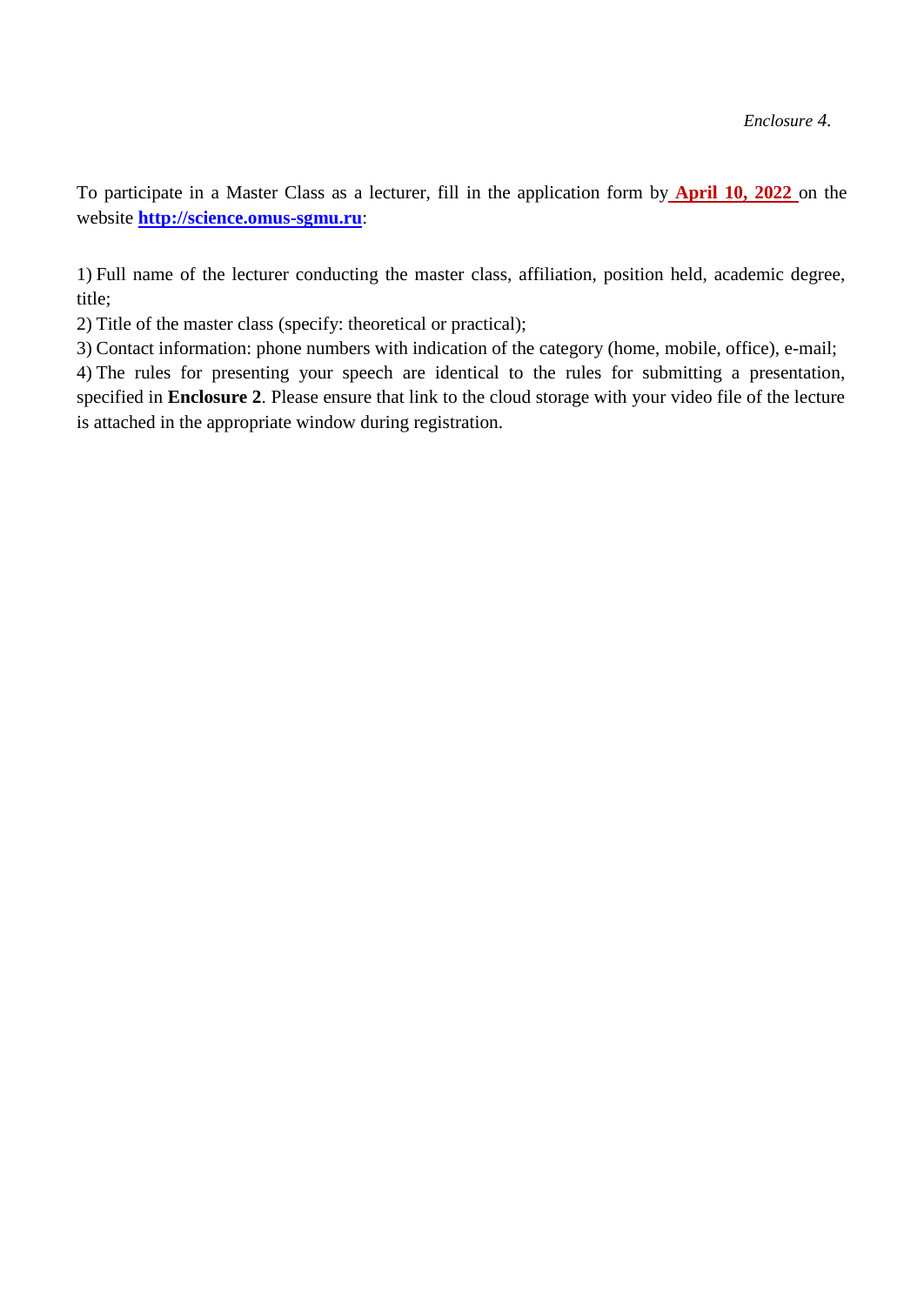*Enclosure 4.*

To participate in a Master Class as a lecturer, fill in the application form by **April 10, 2022** on the website **http://science.omus-sgmu.ru**:

1) Full name of the lecturer conducting the master class, affiliation, position held, academic degree, title;
2) Title of the master class (specify: theoretical or practical);
3) Contact information: phone numbers with indication of the category (home, mobile, office), e-mail;
4) The rules for presenting your speech are identical to the rules for submitting a presentation, specified in **Enclosure 2**. Please ensure that link to the cloud storage with your video file of the lecture is attached in the appropriate window during registration.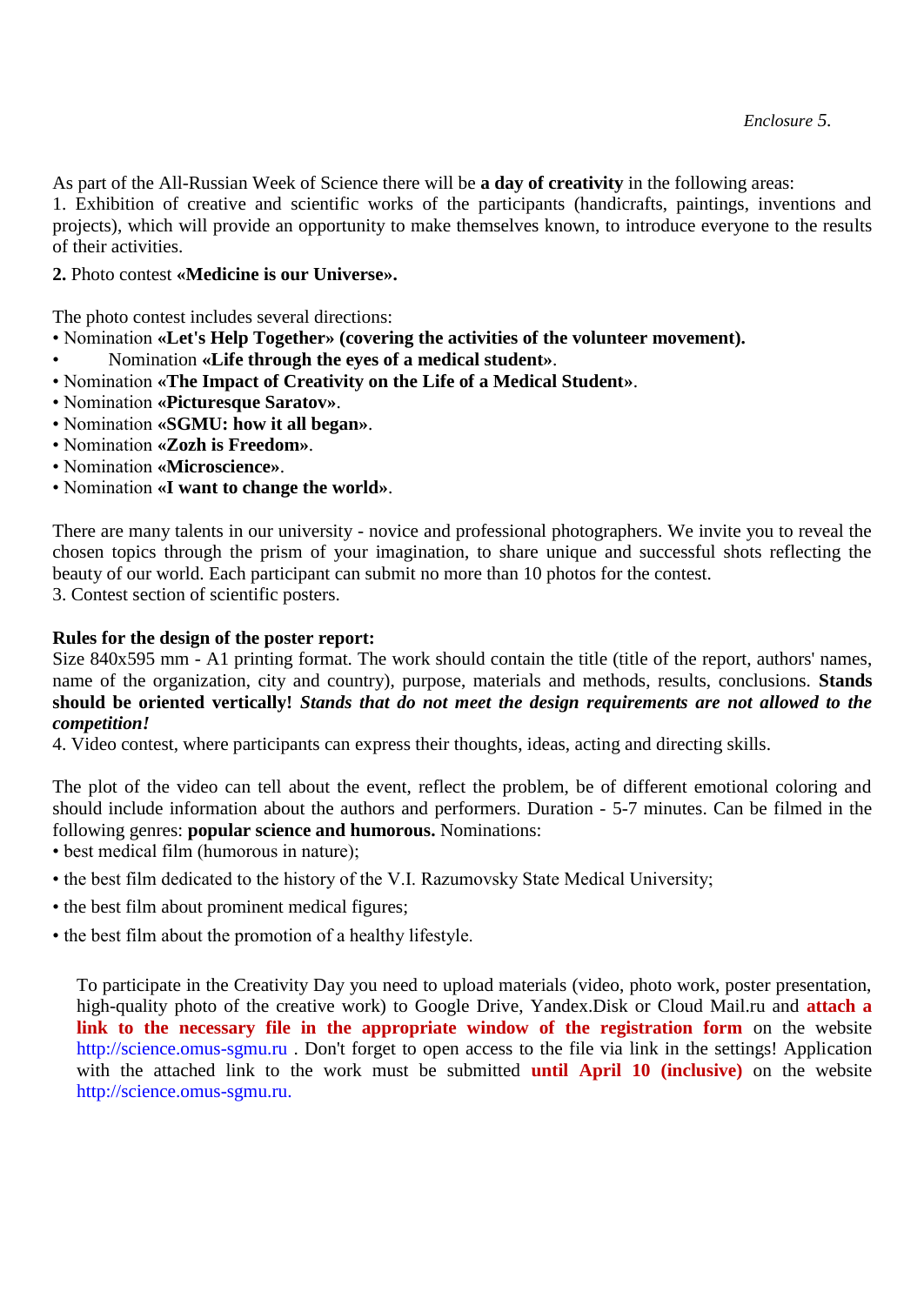*Enclosure 5.*

As part of the All-Russian Week of Science there will be **a day of creativity** in the following areas:

1. Exhibition of creative and scientific works of the participants (handicrafts, paintings, inventions and projects), which will provide an opportunity to make themselves known, to introduce everyone to the results of their activities.

**2.** Photo contest **«Medicine is our Universe».**

The photo contest includes several directions:

- Nomination **«Let's Help Together» (covering the activities of the volunteer movement).**
- Nomination **«Life through the eyes of a medical student»**.
- Nomination **«The Impact of Creativity on the Life of a Medical Student»**.
- Nomination **«Picturesque Saratov»**.
- Nomination **«SGMU: how it all began»**.
- Nomination **«Zozh is Freedom»**.
- Nomination **«Microscience»**.
- Nomination **«I want to change the world»**.

There are many talents in our university - novice and professional photographers. We invite you to reveal the chosen topics through the prism of your imagination, to share unique and successful shots reflecting the beauty of our world. Each participant can submit no more than 10 photos for the contest.

3. Contest section of scientific posters.

**Rules for the design of the poster report:**

Size 840x595 mm - A1 printing format. The work should contain the title (title of the report, authors' names, name of the organization, city and country), purpose, materials and methods, results, conclusions. **Stands should be oriented vertically!** ***Stands that do not meet the design requirements are not allowed to the competition!***

4. Video contest, where participants can express their thoughts, ideas, acting and directing skills.

The plot of the video can tell about the event, reflect the problem, be of different emotional coloring and should include information about the authors and performers. Duration - 5-7 minutes. Can be filmed in the following genres: **popular science and humorous.** Nominations:

- best medical film (humorous in nature);
- the best film dedicated to the history of the V.I. Razumovsky State Medical University;
- the best film about prominent medical figures;
- the best film about the promotion of a healthy lifestyle.

To participate in the Creativity Day you need to upload materials (video, photo work, poster presentation, high-quality photo of the creative work) to Google Drive, Yandex.Disk or Cloud Mail.ru and **attach a link to the necessary file in the appropriate window of the registration form** on the website http://science.omus-sgmu.ru . Don't forget to open access to the file via link in the settings! Application with the attached link to the work must be submitted **until April 10 (inclusive)** on the website http://science.omus-sgmu.ru.